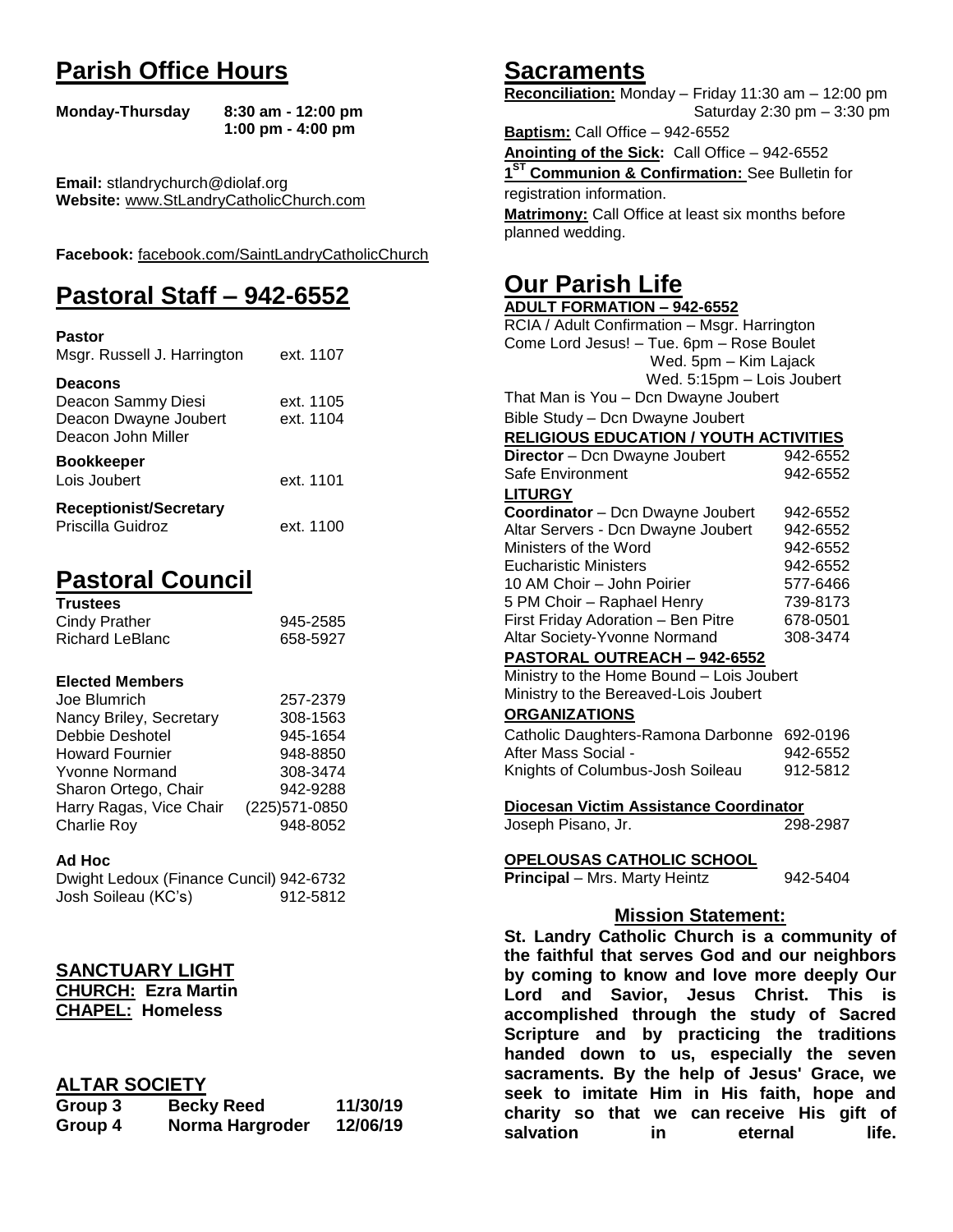# Parish Office Hours

**Monday-Thursday** **8:30 am - 12:00 pm**
**1:00 pm - 4:00 pm**

**Email:** stlandrychurch@diolaf.org
**Website:** www.StLandryCatholicChurch.com

**Facebook:** facebook.com/SaintLandryCatholicChurch

# Pastoral Staff – 942-6552

**Pastor**

| | |
|---|---|
| Msgr. Russell J. Harrington | ext. 1107 |

**Deacons**

| | |
|---|---|
| Deacon Sammy Diesi | ext. 1105 |
| Deacon Dwayne Joubert | ext. 1104 |
| Deacon John Miller | |

**Bookkeeper**

| | |
|---|---|
| Lois Joubert | ext. 1101 |

**Receptionist/Secretary**

| | |
|---|---|
| Priscilla Guidroz | ext. 1100 |

# Pastoral Council

**Trustees**

| | |
|---|---|
| Cindy Prather | 945-2585 |
| Richard LeBlanc | 658-5927 |

**Elected Members**

| | |
|---|---|
| Joe Blumrich | 257-2379 |
| Nancy Briley, Secretary | 308-1563 |
| Debbie Deshotel | 945-1654 |
| Howard Fournier | 948-8850 |
| Yvonne Normand | 308-3474 |
| Sharon Ortego, Chair | 942-9288 |
| Harry Ragas, Vice Chair | (225)571-0850 |
| Charlie Roy | 948-8052 |

**Ad Hoc**

| | |
|---|---|
| Dwight Ledoux (Finance Cuncil) | 942-6732 |
| Josh Soileau (KC's) | 912-5812 |

## SANCTUARY LIGHT

**CHURCH: Ezra Martin**
**CHAPEL: Homeless**

## ALTAR SOCIETY

| | | |
|---|---|---|
| **Group 3** | **Becky Reed** | **11/30/19** |
| **Group 4** | **Norma Hargroder** | **12/06/19** |

# Sacraments

**Reconciliation:** Monday – Friday 11:30 am – 12:00 pm
Saturday 2:30 pm – 3:30 pm

**Baptism:** Call Office – 942-6552

**Anointing of the Sick:** Call Office – 942-6552

**1ST Communion & Confirmation:** See Bulletin for registration information.

**Matrimony:** Call Office at least six months before planned wedding.

# Our Parish Life

**ADULT FORMATION – 942-6552**

RCIA / Adult Confirmation – Msgr. Harrington
Come Lord Jesus! – Tue. 6pm – Rose Boulet
Wed. 5pm – Kim Lajack
Wed. 5:15pm – Lois Joubert
That Man is You – Dcn Dwayne Joubert
Bible Study – Dcn Dwayne Joubert

**RELIGIOUS EDUCATION / YOUTH ACTIVITIES**

| | |
|---|---|
| **Director** – Dcn Dwayne Joubert | 942-6552 |
| Safe Environment | 942-6552 |

**LITURGY**

| | |
|---|---|
| **Coordinator** – Dcn Dwayne Joubert | 942-6552 |
| Altar Servers - Dcn Dwayne Joubert | 942-6552 |
| Ministers of the Word | 942-6552 |
| Eucharistic Ministers | 942-6552 |
| 10 AM Choir – John Poirier | 577-6466 |
| 5 PM Choir – Raphael Henry | 739-8173 |
| First Friday Adoration – Ben Pitre | 678-0501 |
| Altar Society-Yvonne Normand | 308-3474 |

**PASTORAL OUTREACH – 942-6552**

Ministry to the Home Bound – Lois Joubert
Ministry to the Bereaved-Lois Joubert

**ORGANIZATIONS**

| | |
|---|---|
| Catholic Daughters-Ramona Darbonne | 692-0196 |
| After Mass Social - | 942-6552 |
| Knights of Columbus-Josh Soileau | 912-5812 |

**Diocesan Victim Assistance Coordinator**

| | |
|---|---|
| Joseph Pisano, Jr. | 298-2987 |

**OPELOUSAS CATHOLIC SCHOOL**

| | |
|---|---|
| **Principal** – Mrs. Marty Heintz | 942-5404 |

## Mission Statement:

**St. Landry Catholic Church is a community of the faithful that serves God and our neighbors by coming to know and love more deeply Our Lord and Savior, Jesus Christ. This is accomplished through the study of Sacred Scripture and by practicing the traditions handed down to us, especially the seven sacraments. By the help of Jesus' Grace, we seek to imitate Him in His faith, hope and charity so that we can receive His gift of salvation in eternal life.**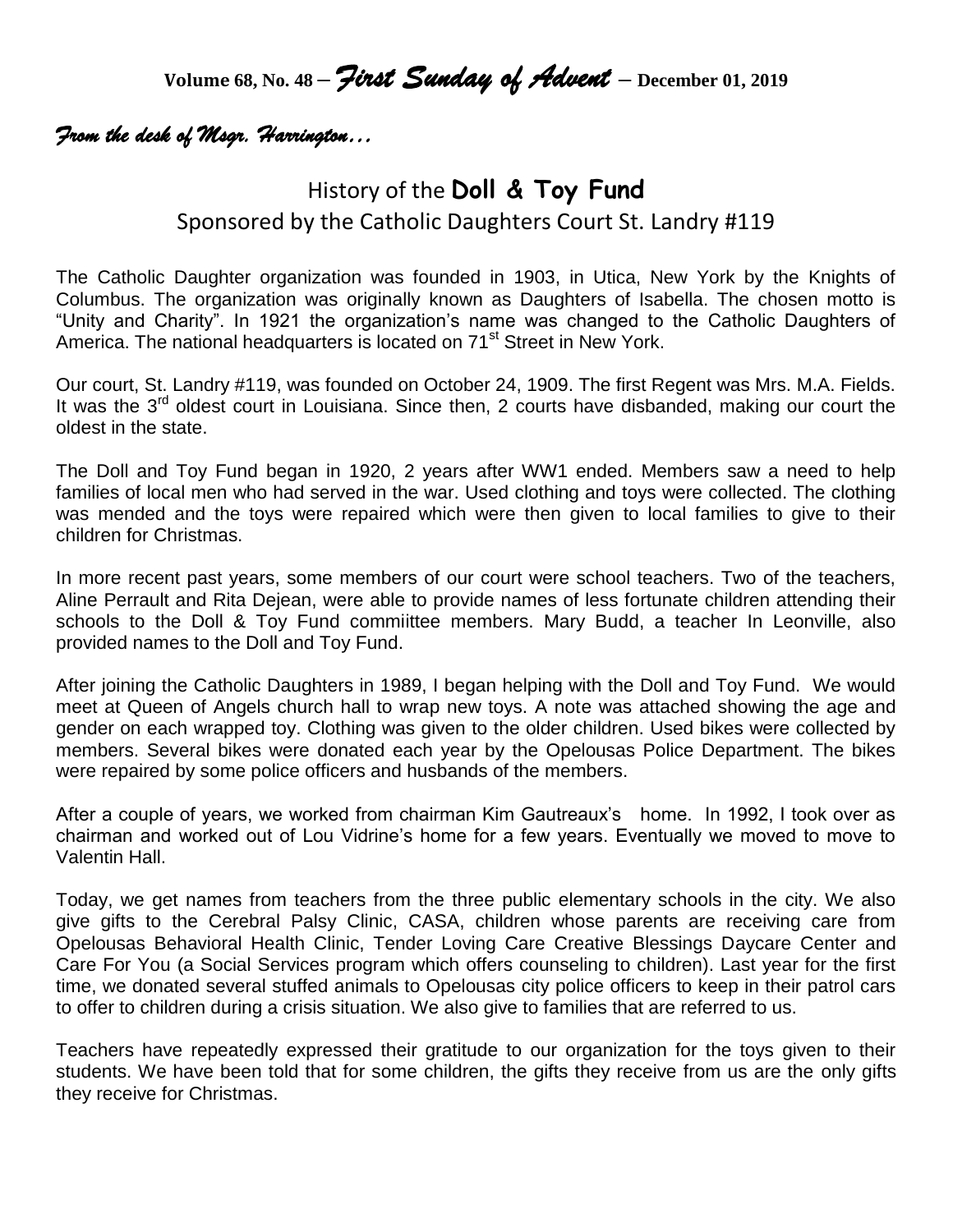**Volume 68, No. 48 –** ***First Sunday of Advent*** **– December 01, 2019**

*From the desk of Msgr. Harrington…*

## History of the **Doll & Toy Fund**
### Sponsored by the Catholic Daughters Court St. Landry #119

The Catholic Daughter organization was founded in 1903, in Utica, New York by the Knights of Columbus. The organization was originally known as Daughters of Isabella. The chosen motto is "Unity and Charity". In 1921 the organization's name was changed to the Catholic Daughters of America. The national headquarters is located on 71st Street in New York.

Our court, St. Landry #119, was founded on October 24, 1909. The first Regent was Mrs. M.A. Fields. It was the 3rd oldest court in Louisiana. Since then, 2 courts have disbanded, making our court the oldest in the state.

The Doll and Toy Fund began in 1920, 2 years after WW1 ended. Members saw a need to help families of local men who had served in the war. Used clothing and toys were collected. The clothing was mended and the toys were repaired which were then given to local families to give to their children for Christmas.

In more recent past years, some members of our court were school teachers. Two of the teachers, Aline Perrault and Rita Dejean, were able to provide names of less fortunate children attending their schools to the Doll & Toy Fund commiittee members. Mary Budd, a teacher In Leonville, also provided names to the Doll and Toy Fund.

After joining the Catholic Daughters in 1989, I began helping with the Doll and Toy Fund. We would meet at Queen of Angels church hall to wrap new toys. A note was attached showing the age and gender on each wrapped toy. Clothing was given to the older children. Used bikes were collected by members. Several bikes were donated each year by the Opelousas Police Department. The bikes were repaired by some police officers and husbands of the members.

After a couple of years, we worked from chairman Kim Gautreaux's home. In 1992, I took over as chairman and worked out of Lou Vidrine's home for a few years. Eventually we moved to move to Valentin Hall.

Today, we get names from teachers from the three public elementary schools in the city. We also give gifts to the Cerebral Palsy Clinic, CASA, children whose parents are receiving care from Opelousas Behavioral Health Clinic, Tender Loving Care Creative Blessings Daycare Center and Care For You (a Social Services program which offers counseling to children). Last year for the first time, we donated several stuffed animals to Opelousas city police officers to keep in their patrol cars to offer to children during a crisis situation. We also give to families that are referred to us.

Teachers have repeatedly expressed their gratitude to our organization for the toys given to their students. We have been told that for some children, the gifts they receive from us are the only gifts they receive for Christmas.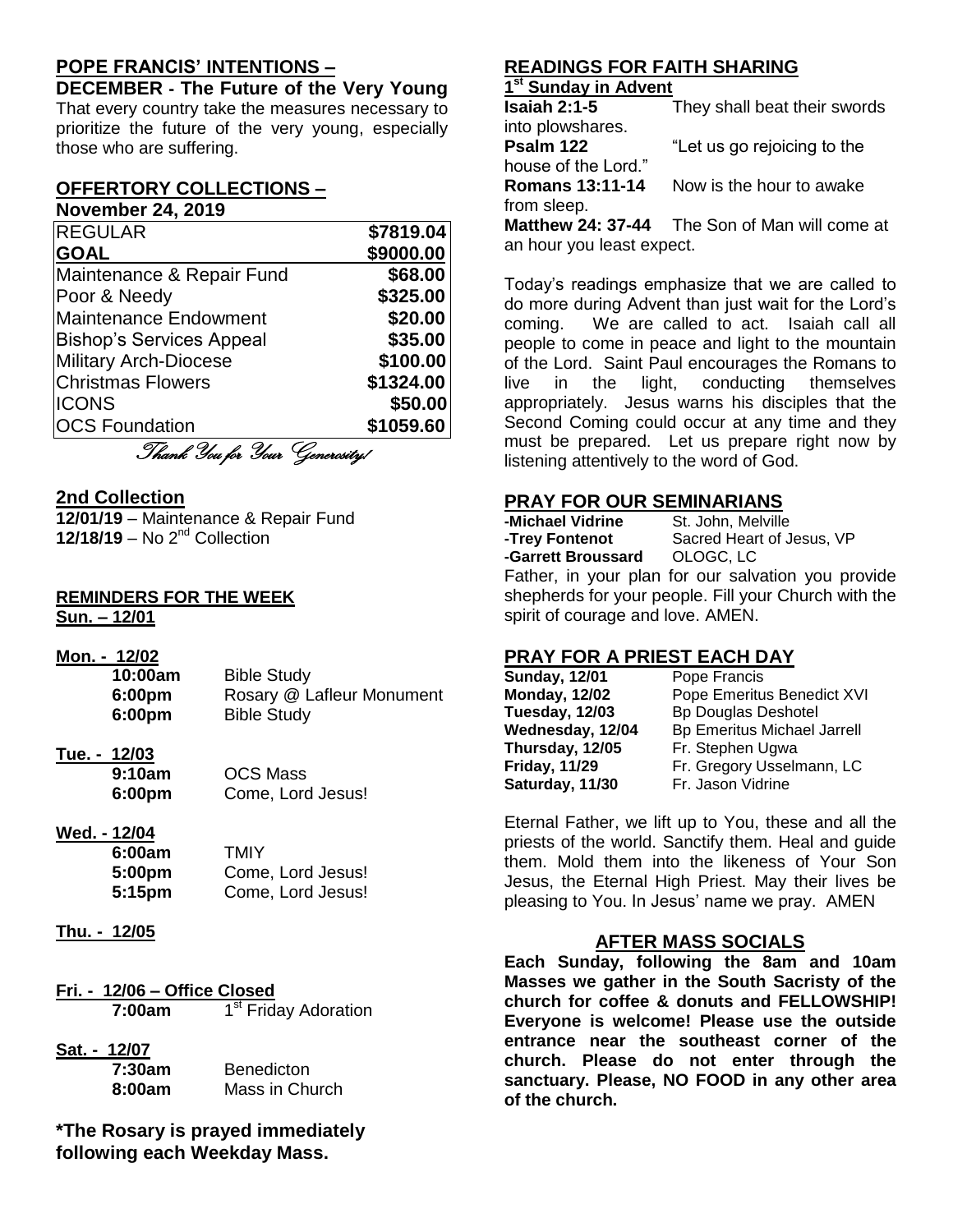## POPE FRANCIS' INTENTIONS –

**DECEMBER - The Future of the Very Young**

That every country take the measures necessary to prioritize the future of the very young, especially those who are suffering.

## OFFERTORY COLLECTIONS –

**November 24, 2019**

| | |
|---|---|
| REGULAR | **$7819.04** |
| **GOAL** | **$9000.00** |
| Maintenance & Repair Fund | **$68.00** |
| Poor & Needy | **$325.00** |
| Maintenance Endowment | **$20.00** |
| Bishop's Services Appeal | **$35.00** |
| Military Arch-Diocese | **$100.00** |
| Christmas Flowers | **$1324.00** |
| ICONS | **$50.00** |
| OCS Foundation | **$1059.60** |

*Thank You for Your Generosity!*

## 2nd Collection

**12/01/19** – Maintenance & Repair Fund
**12/18/19** – No 2nd Collection

## REMINDERS FOR THE WEEK

**Sun. – 12/01**

**Mon. - 12/02**

| | |
|---|---|
| **10:00am** | Bible Study |
| **6:00pm** | Rosary @ Lafleur Monument |
| **6:00pm** | Bible Study |

**Tue. - 12/03**

| | |
|---|---|
| **9:10am** | OCS Mass |
| **6:00pm** | Come, Lord Jesus! |

**Wed. - 12/04**

| | |
|---|---|
| **6:00am** | TMIY |
| **5:00pm** | Come, Lord Jesus! |
| **5:15pm** | Come, Lord Jesus! |

**Thu. - 12/05**

**Fri. - 12/06 – Office Closed**

| | |
|---|---|
| **7:00am** | 1st Friday Adoration |

**Sat. - 12/07**

| | |
|---|---|
| **7:30am** | Benedicton |
| **8:00am** | Mass in Church |

**\*The Rosary is prayed immediately following each Weekday Mass.**

## READINGS FOR FAITH SHARING

**1st Sunday in Advent**

**Isaiah 2:1-5** They shall beat their swords into plowshares.
**Psalm 122** "Let us go rejoicing to the house of the Lord."
**Romans 13:11-14** Now is the hour to awake from sleep.
**Matthew 24: 37-44** The Son of Man will come at an hour you least expect.

Today's readings emphasize that we are called to do more during Advent than just wait for the Lord's coming. We are called to act. Isaiah call all people to come in peace and light to the mountain of the Lord. Saint Paul encourages the Romans to live in the light, conducting themselves appropriately. Jesus warns his disciples that the Second Coming could occur at any time and they must be prepared. Let us prepare right now by listening attentively to the word of God.

## PRAY FOR OUR SEMINARIANS

| | |
|---|---|
| **-Michael Vidrine** | St. John, Melville |
| **-Trey Fontenot** | Sacred Heart of Jesus, VP |
| **-Garrett Broussard** | OLOGC, LC |

Father, in your plan for our salvation you provide shepherds for your people. Fill your Church with the spirit of courage and love. AMEN.

## PRAY FOR A PRIEST EACH DAY

| | |
|---|---|
| **Sunday, 12/01** | Pope Francis |
| **Monday, 12/02** | Pope Emeritus Benedict XVI |
| **Tuesday, 12/03** | Bp Douglas Deshotel |
| **Wednesday, 12/04** | Bp Emeritus Michael Jarrell |
| **Thursday, 12/05** | Fr. Stephen Ugwa |
| **Friday, 11/29** | Fr. Gregory Usselmann, LC |
| **Saturday, 11/30** | Fr. Jason Vidrine |

Eternal Father, we lift up to You, these and all the priests of the world. Sanctify them. Heal and guide them. Mold them into the likeness of Your Son Jesus, the Eternal High Priest. May their lives be pleasing to You. In Jesus' name we pray. AMEN

## AFTER MASS SOCIALS

**Each Sunday, following the 8am and 10am Masses we gather in the South Sacristy of the church for coffee & donuts and FELLOWSHIP! Everyone is welcome! Please use the outside entrance near the southeast corner of the church. Please do not enter through the sanctuary. Please, NO FOOD in any other area of the church.**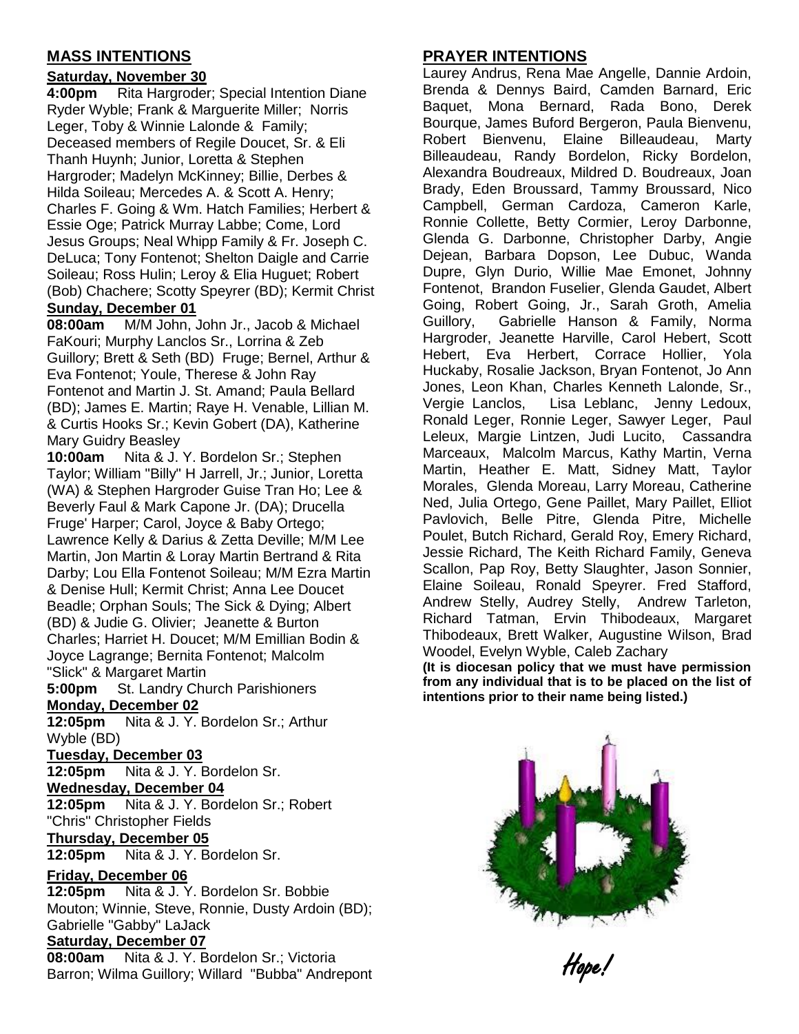## MASS INTENTIONS

**Saturday, November 30**

**4:00pm** Rita Hargroder; Special Intention Diane Ryder Wyble; Frank & Marguerite Miller; Norris Leger, Toby & Winnie Lalonde & Family; Deceased members of Regile Doucet, Sr. & Eli Thanh Huynh; Junior, Loretta & Stephen Hargroder; Madelyn McKinney; Billie, Derbes & Hilda Soileau; Mercedes A. & Scott A. Henry; Charles F. Going & Wm. Hatch Families; Herbert & Essie Oge; Patrick Murray Labbe; Come, Lord Jesus Groups; Neal Whipp Family & Fr. Joseph C. DeLuca; Tony Fontenot; Shelton Daigle and Carrie Soileau; Ross Hulin; Leroy & Elia Huguet; Robert (Bob) Chachere; Scotty Speyrer (BD); Kermit Christ

**Sunday, December 01**

**08:00am** M/M John, John Jr., Jacob & Michael FaKouri; Murphy Lanclos Sr., Lorrina & Zeb Guillory; Brett & Seth (BD) Fruge; Bernel, Arthur & Eva Fontenot; Youle, Therese & John Ray Fontenot and Martin J. St. Amand; Paula Bellard (BD); James E. Martin; Raye H. Venable, Lillian M. & Curtis Hooks Sr.; Kevin Gobert (DA), Katherine Mary Guidry Beasley

**10:00am** Nita & J. Y. Bordelon Sr.; Stephen Taylor; William "Billy" H Jarrell, Jr.; Junior, Loretta (WA) & Stephen Hargroder Guise Tran Ho; Lee & Beverly Faul & Mark Capone Jr. (DA); Drucella Fruge' Harper; Carol, Joyce & Baby Ortego; Lawrence Kelly & Darius & Zetta Deville; M/M Lee Martin, Jon Martin & Loray Martin Bertrand & Rita Darby; Lou Ella Fontenot Soileau; M/M Ezra Martin & Denise Hull; Kermit Christ; Anna Lee Doucet Beadle; Orphan Souls; The Sick & Dying; Albert (BD) & Judie G. Olivier; Jeanette & Burton Charles; Harriet H. Doucet; M/M Emillian Bodin & Joyce Lagrange; Bernita Fontenot; Malcolm "Slick" & Margaret Martin

**5:00pm** St. Landry Church Parishioners

**Monday, December 02**

**12:05pm** Nita & J. Y. Bordelon Sr.; Arthur Wyble (BD)

**Tuesday, December 03**

**12:05pm** Nita & J. Y. Bordelon Sr.

**Wednesday, December 04**

**12:05pm** Nita & J. Y. Bordelon Sr.; Robert "Chris" Christopher Fields

**Thursday, December 05**

**12:05pm** Nita & J. Y. Bordelon Sr.

**Friday, December 06**

**12:05pm** Nita & J. Y. Bordelon Sr. Bobbie Mouton; Winnie, Steve, Ronnie, Dusty Ardoin (BD); Gabrielle "Gabby" LaJack

**Saturday, December 07**

**08:00am** Nita & J. Y. Bordelon Sr.; Victoria Barron; Wilma Guillory; Willard "Bubba" Andrepont

## PRAYER INTENTIONS

Laurey Andrus, Rena Mae Angelle, Dannie Ardoin, Brenda & Dennys Baird, Camden Barnard, Eric Baquet, Mona Bernard, Rada Bono, Derek Bourque, James Buford Bergeron, Paula Bienvenu, Robert Bienvenu, Elaine Billeaudeau, Marty Billeaudeau, Randy Bordelon, Ricky Bordelon, Alexandra Boudreaux, Mildred D. Boudreaux, Joan Brady, Eden Broussard, Tammy Broussard, Nico Campbell, German Cardoza, Cameron Karle, Ronnie Collette, Betty Cormier, Leroy Darbonne, Glenda G. Darbonne, Christopher Darby, Angie Dejean, Barbara Dopson, Lee Dubuc, Wanda Dupre, Glyn Durio, Willie Mae Emonet, Johnny Fontenot, Brandon Fuselier, Glenda Gaudet, Albert Going, Robert Going, Jr., Sarah Groth, Amelia Guillory, Gabrielle Hanson & Family, Norma Hargroder, Jeanette Harville, Carol Hebert, Scott Hebert, Eva Herbert, Corrace Hollier, Yola Huckaby, Rosalie Jackson, Bryan Fontenot, Jo Ann Jones, Leon Khan, Charles Kenneth Lalonde, Sr., Vergie Lanclos, Lisa Leblanc, Jenny Ledoux, Ronald Leger, Ronnie Leger, Sawyer Leger, Paul Leleux, Margie Lintzen, Judi Lucito, Cassandra Marceaux, Malcolm Marcus, Kathy Martin, Verna Martin, Heather E. Matt, Sidney Matt, Taylor Morales, Glenda Moreau, Larry Moreau, Catherine Ned, Julia Ortego, Gene Paillet, Mary Paillet, Elliot Pavlovich, Belle Pitre, Glenda Pitre, Michelle Poulet, Butch Richard, Gerald Roy, Emery Richard, Jessie Richard, The Keith Richard Family, Geneva Scallon, Pap Roy, Betty Slaughter, Jason Sonnier, Elaine Soileau, Ronald Speyrer. Fred Stafford, Andrew Stelly, Audrey Stelly, Andrew Tarleton, Richard Tatman, Ervin Thibodeaux, Margaret Thibodeaux, Brett Walker, Augustine Wilson, Brad Woodel, Evelyn Wyble, Caleb Zachary

**(It is diocesan policy that we must have permission from any individual that is to be placed on the list of intentions prior to their name being listed.)**

*Hope!*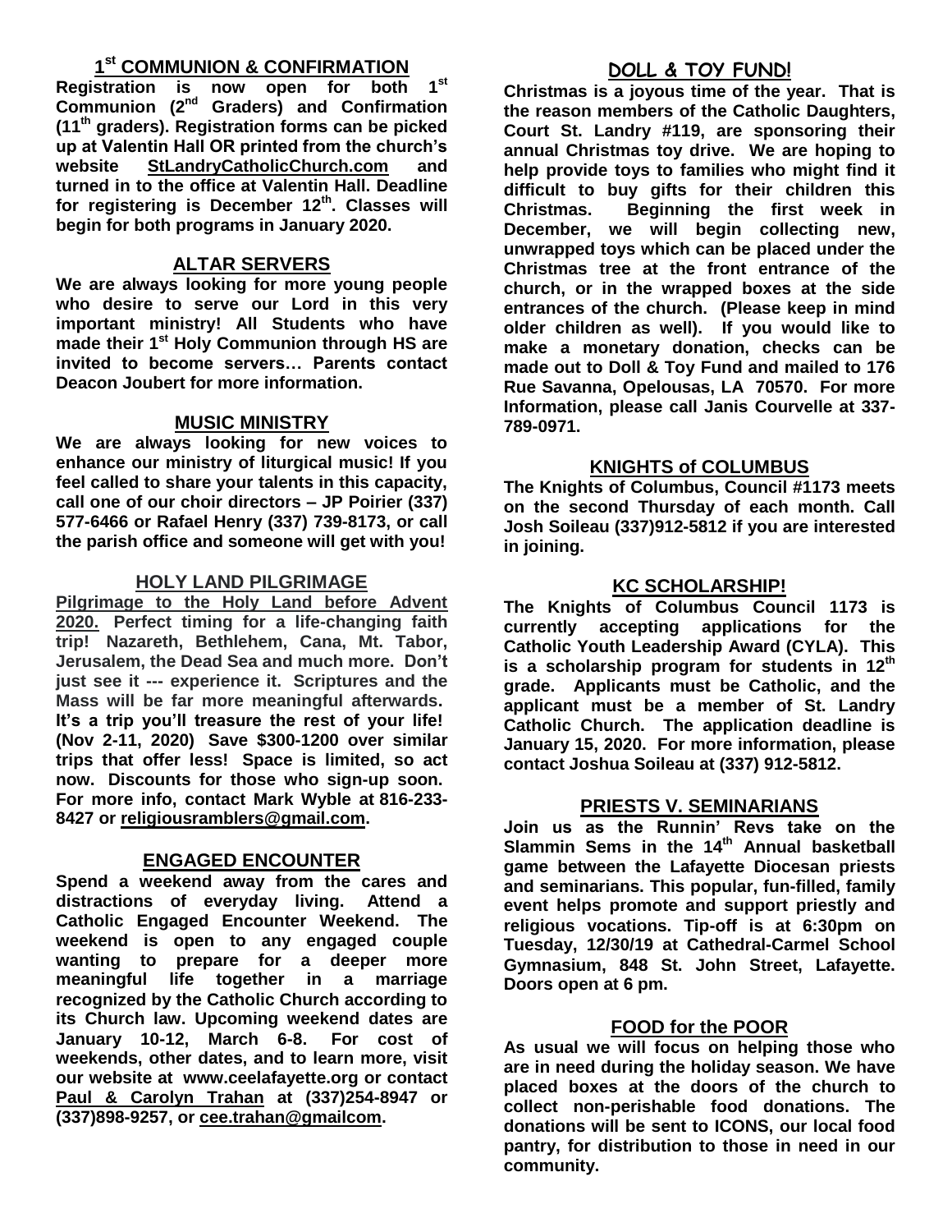## 1st COMMUNION & CONFIRMATION

**Registration is now open for both 1st Communion (2nd Graders) and Confirmation (11th graders). Registration forms can be picked up at Valentin Hall OR printed from the church's website StLandryCatholicChurch.com and turned in to the office at Valentin Hall. Deadline for registering is December 12th. Classes will begin for both programs in January 2020.**

## ALTAR SERVERS

**We are always looking for more young people who desire to serve our Lord in this very important ministry! All Students who have made their 1st Holy Communion through HS are invited to become servers… Parents contact Deacon Joubert for more information.**

## MUSIC MINISTRY

**We are always looking for new voices to enhance our ministry of liturgical music! If you feel called to share your talents in this capacity, call one of our choir directors – JP Poirier (337) 577-6466 or Rafael Henry (337) 739-8173, or call the parish office and someone will get with you!**

## HOLY LAND PILGRIMAGE

**Pilgrimage to the Holy Land before Advent 2020. Perfect timing for a life-changing faith trip! Nazareth, Bethlehem, Cana, Mt. Tabor, Jerusalem, the Dead Sea and much more. Don't just see it --- experience it. Scriptures and the Mass will be far more meaningful afterwards. It's a trip you'll treasure the rest of your life! (Nov 2-11, 2020) Save $300-1200 over similar trips that offer less! Space is limited, so act now. Discounts for those who sign-up soon. For more info, contact Mark Wyble at 816-233-8427 or religiousramblers@gmail.com.**

## ENGAGED ENCOUNTER

**Spend a weekend away from the cares and distractions of everyday living. Attend a Catholic Engaged Encounter Weekend. The weekend is open to any engaged couple wanting to prepare for a deeper more meaningful life together in a marriage recognized by the Catholic Church according to its Church law. Upcoming weekend dates are January 10-12, March 6-8. For cost of weekends, other dates, and to learn more, visit our website at www.ceelafayette.org or contact Paul & Carolyn Trahan at (337)254-8947 or (337)898-9257, or cee.trahan@gmailcom.**

## DOLL & TOY FUND!

**Christmas is a joyous time of the year. That is the reason members of the Catholic Daughters, Court St. Landry #119, are sponsoring their annual Christmas toy drive. We are hoping to help provide toys to families who might find it difficult to buy gifts for their children this Christmas. Beginning the first week in December, we will begin collecting new, unwrapped toys which can be placed under the Christmas tree at the front entrance of the church, or in the wrapped boxes at the side entrances of the church. (Please keep in mind older children as well). If you would like to make a monetary donation, checks can be made out to Doll & Toy Fund and mailed to 176 Rue Savanna, Opelousas, LA 70570. For more Information, please call Janis Courvelle at 337-789-0971.**

## KNIGHTS of COLUMBUS

**The Knights of Columbus, Council #1173 meets on the second Thursday of each month. Call Josh Soileau (337)912-5812 if you are interested in joining.**

## KC SCHOLARSHIP!

**The Knights of Columbus Council 1173 is currently accepting applications for the Catholic Youth Leadership Award (CYLA). This is a scholarship program for students in 12th grade. Applicants must be Catholic, and the applicant must be a member of St. Landry Catholic Church. The application deadline is January 15, 2020. For more information, please contact Joshua Soileau at (337) 912-5812.**

## PRIESTS V. SEMINARIANS

**Join us as the Runnin' Revs take on the Slammin Sems in the 14th Annual basketball game between the Lafayette Diocesan priests and seminarians. This popular, fun-filled, family event helps promote and support priestly and religious vocations. Tip-off is at 6:30pm on Tuesday, 12/30/19 at Cathedral-Carmel School Gymnasium, 848 St. John Street, Lafayette. Doors open at 6 pm.**

## FOOD for the POOR

**As usual we will focus on helping those who are in need during the holiday season. We have placed boxes at the doors of the church to collect non-perishable food donations. The donations will be sent to ICONS, our local food pantry, for distribution to those in need in our community.**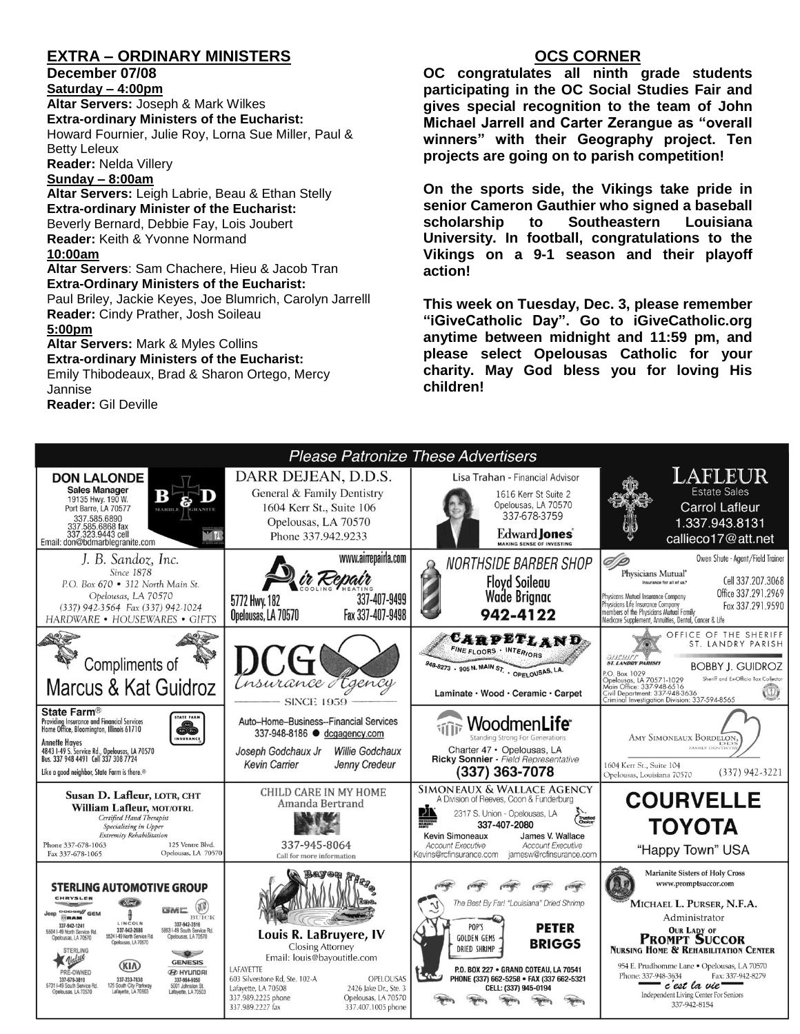## EXTRA – ORDINARY MINISTERS

**December 07/08**

**Saturday – 4:00pm**

**Altar Servers:** Joseph & Mark Wilkes
**Extra-ordinary Ministers of the Eucharist:**
Howard Fournier, Julie Roy, Lorna Sue Miller, Paul & Betty Leleux
**Reader:** Nelda Villery

**Sunday – 8:00am**

**Altar Servers:** Leigh Labrie, Beau & Ethan Stelly
**Extra-ordinary Minister of the Eucharist:**
Beverly Bernard, Debbie Fay, Lois Joubert
**Reader:** Keith & Yvonne Normand

**10:00am**

**Altar Servers**: Sam Chachere, Hieu & Jacob Tran
**Extra-Ordinary Ministers of the Eucharist:**
Paul Briley, Jackie Keyes, Joe Blumrich, Carolyn Jarrelll
**Reader:** Cindy Prather, Josh Soileau

**5:00pm**

**Altar Servers:** Mark & Myles Collins
**Extra-ordinary Ministers of the Eucharist:**
Emily Thibodeaux, Brad & Sharon Ortego, Mercy Jannise
**Reader:** Gil Deville

## OCS CORNER

**OC congratulates all ninth grade students participating in the OC Social Studies Fair and gives special recognition to the team of John Michael Jarrell and Carter Zerangue as "overall winners" with their Geography project. Ten projects are going on to parish competition!**

**On the sports side, the Vikings take pride in senior Cameron Gauthier who signed a baseball scholarship to Southeastern Louisiana University. In football, congratulations to the Vikings on a 9-1 season and their playoff action!**

**This week on Tuesday, Dec. 3, please remember "iGiveCatholic Day". Go to iGiveCatholic.org anytime between midnight and 11:59 pm, and please select Opelousas Catholic for your charity. May God bless you for loving His children!**

## *Please Patronize These Advertisers*

**DON LALONDE** – Sales Manager, B&D Marble Granite, 19135 Hwy. 190 W., Port Barre, LA 70577, 337.585.6890, 337.585.6868 fax, 337.323.9443 cell, Email: don@bdmarblegranite.com

**DARR DEJEAN, D.D.S.** – General & Family Dentistry, 1604 Kerr St., Suite 106, Opelousas, LA 70570, Phone 337.942.9233

**Lisa Trahan** - Financial Advisor, 1616 Kerr St Suite 2, Opelousas, LA 70570, 337-678-3759, Edward Jones – Making Sense of Investing

**LAFLEUR Estate Sales** – Carrol Lafleur, 1.337.943.8131, callieco17@att.net

**J. B. Sandoz, Inc.** – Since 1878, P.O. Box 670 • 312 North Main St., Opelousas, LA 70570, (337) 942-3564 Fax (337) 942-1024, HARDWARE • HOUSEWARES • GIFTS

**Air Repair** – Cooling • Heating, www.airrepairla.com, 5772 Hwy. 182, Opelousas, LA 70570, 337-407-9499, Fax 337-407-9498

**NORTHSIDE BARBER SHOP** – Floyd Soileau, Wade Brignac, 942-4122

**Physicians Mutual** – Insurance for all of us. Owen Shute - Agent/Field Trainer, Cell 337.207.3068, Office 337.291.2969, Fax 337.291.9590. Physicians Mutual Insurance Company, Physicians Life Insurance Company, members of the Physicians Mutual Family. Medicare Supplement, Annuities, Dental, Cancer & Life

**Compliments of Marcus & Kat Guidroz**

**DCG Insurance Agency** – Since 1959

**CARPETLAND** – Fine Floors • Interiors, 948-8273 • 905 N. Main St. • Opelousas, LA. Laminate • Wood • Ceramic • Carpet

**OFFICE OF THE SHERIFF, ST. LANDRY PARISH** – BOBBY J. GUIDROZ, Sheriff and Ex-Officio Tax Collector, P.O. Box 1029, Opelousas, LA 70571-1029, Main Office: 337-948-6516, Civil Department: 337-948-3636, Criminal Investigation Division: 337-594-8565

**State Farm®** – Providing Insurance and Financial Services, Home Office, Bloomington, Illinois 61710. Annette Hayes, 4843 I-49 S. Service Rd., Opelousas, LA 70570, Bus. 337 948 4491 Cell 337 308 7724. Like a good neighbor, State Farm is there.®

Auto–Home–Business--Financial Services, 337-948-8186 ● dcgagency.com – Joseph Godchaux Jr, Willie Godchaux, Kevin Carrier, Jenny Credeur

**WoodmenLife** – Standing Strong For Generations, Charter 47 • Opelousas, LA, Ricky Sonnier - Field Representative, (337) 363-7078

**Amy Simoneaux Bordelon, DDS** – Family Dentistry, 1604 Kerr St., Suite 104, Opelousas, Louisiana 70570, (337) 942-3221

**Susan D. Lafleur, LOTR, CHT / William Lafleur, MOT/OTRL** – Certified Hand Therapist, Specializing in Upper Extremity Rehabilitation. Phone 337-678-1063, Fax 337-678-1065, 125 Ventre Blvd., Opelousas, LA 70570

**CHILD CARE IN MY HOME** – Amanda Bertrand, 337-945-8064, Call for more information

**SIMONEAUX & WALLACE AGENCY** – A Division of Reeves, Coon & Funderburg, 2317 S. Union - Opelousas, LA, 337-407-2080. Kevin Simoneaux, Account Executive, Kevins@rcfinsurance.com; James V. Wallace, Account Executive, jamesw@rcfinsurance.com

**COURVELLE TOYOTA** – "Happy Town" USA

**STERLING AUTOMOTIVE GROUP** – Chrysler, Jeep, Dodge, Ram, GEM: 337-942-1241, 5504 I-49 North Service Rd., Opelousas, LA 70570. Ford, Lincoln: 337-942-2686, 5524 I-49 North Service Rd., Opelousas, LA 70570. GMC, Buick: 337-942-3516, 5853 I-49 South Service Rd., Opelousas, LA 70570. Sterling Value Pre-Owned: 337-678-3810, 5731 I-49 South Service Rd., Opelousas, LA 70570. Kia: 337-233-7630, 125 South City Parkway, Lafayette, LA 70503. Genesis, Hyundai: 337-984-9050, 5001 Johnston St., Lafayette, LA 70503

**Bayou Title, Inc.** – Louis R. LaBruyere, IV, Closing Attorney, Email: louis@bayoutitle.com. LAFAYETTE: 603 Silverstone Rd, Ste. 102-A, Lafayette, LA 70508, 337.989.2225 phone, 337.989.2227 fax. OPELOUSAS: 2426 Jake Dr., Ste. 3, Opelousas, LA 70570, 337.407.1005 phone

**The Best By Far! "Louisiana" Dried Shrimp** – POP'S GOLDEN GEMS DRIED SHRIMP, PETER BRIGGS, P.O. BOX 227 • GRAND COTEAU, LA 70541, PHONE (337) 662-5258 • FAX (337) 662-5321, CELL: (337) 945-0194

**Marianite Sisters of Holy Cross** – www.promptsuccor.com, MICHAEL L. PURSER, N.F.A., Administrator, OUR LADY OF PROMPT SUCCOR NURSING HOME & REHABILITATION CENTER, 954 E. Prudhomme Lane • Opelousas, LA 70570, Phone: 337-948-3634, Fax: 337-942-8279, c'est la vie – Independent Living Center For Seniors, 337-942-8154